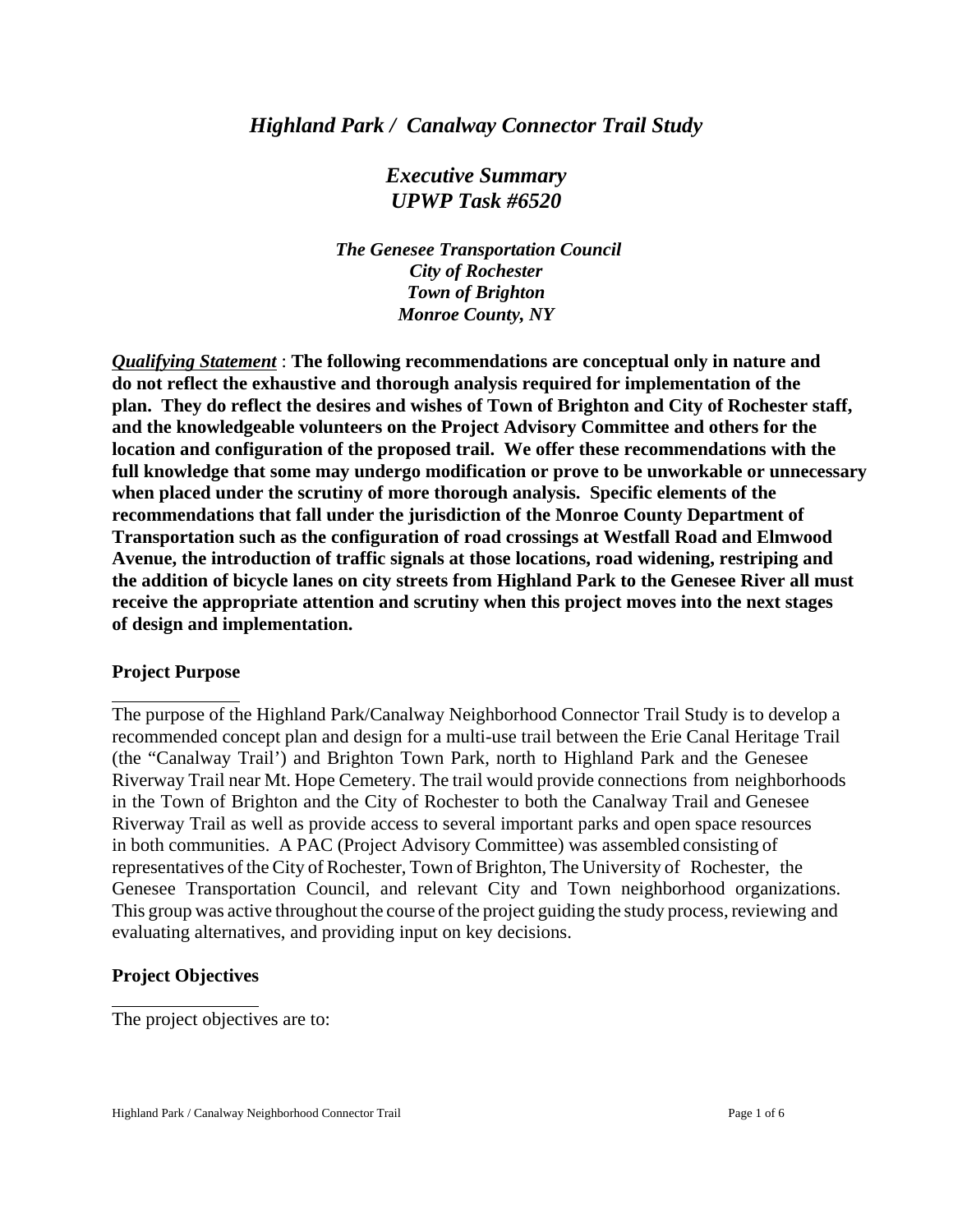# *Highland Park / Canalway Connector Trail Study*

## *Executive Summary*
## *UPWP Task #6520*

***The Genesee Transportation Council***
***City of Rochester***
***Town of Brighton***
***Monroe County, NY***

***Qualifying Statement*** : **The following recommendations are conceptual only in nature and do not reflect the exhaustive and thorough analysis required for implementation of the plan. They do reflect the desires and wishes of Town of Brighton and City of Rochester staff, and the knowledgeable volunteers on the Project Advisory Committee and others for the location and configuration of the proposed trail. We offer these recommendations with the full knowledge that some may undergo modification or prove to be unworkable or unnecessary when placed under the scrutiny of more thorough analysis. Specific elements of the recommendations that fall under the jurisdiction of the Monroe County Department of Transportation such as the configuration of road crossings at Westfall Road and Elmwood Avenue, the introduction of traffic signals at those locations, road widening, restriping and the addition of bicycle lanes on city streets from Highland Park to the Genesee River all must receive the appropriate attention and scrutiny when this project moves into the next stages of design and implementation.**

### Project Purpose

The purpose of the Highland Park/Canalway Neighborhood Connector Trail Study is to develop a recommended concept plan and design for a multi-use trail between the Erie Canal Heritage Trail (the "Canalway Trail') and Brighton Town Park, north to Highland Park and the Genesee Riverway Trail near Mt. Hope Cemetery. The trail would provide connections from neighborhoods in the Town of Brighton and the City of Rochester to both the Canalway Trail and Genesee Riverway Trail as well as provide access to several important parks and open space resources in both communities. A PAC (Project Advisory Committee) was assembled consisting of representatives of the City of Rochester, Town of Brighton, The University of Rochester, the Genesee Transportation Council, and relevant City and Town neighborhood organizations. This group was active throughout the course of the project guiding the study process, reviewing and evaluating alternatives, and providing input on key decisions.

### Project Objectives

The project objectives are to: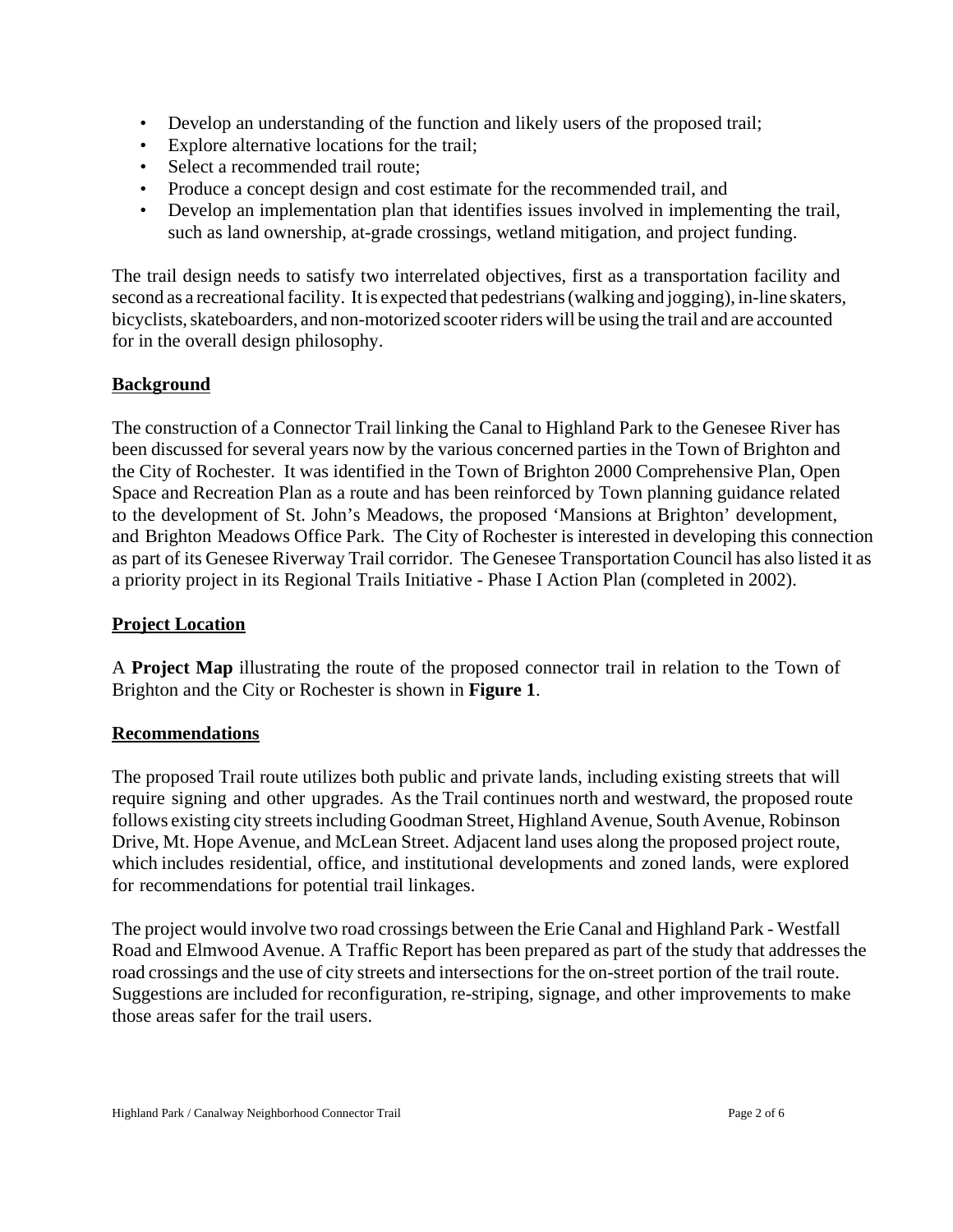- Develop an understanding of the function and likely users of the proposed trail;
- Explore alternative locations for the trail;
- Select a recommended trail route;
- Produce a concept design and cost estimate for the recommended trail, and
- Develop an implementation plan that identifies issues involved in implementing the trail, such as land ownership, at-grade crossings, wetland mitigation, and project funding.

The trail design needs to satisfy two interrelated objectives, first as a transportation facility and second as a recreational facility. It is expected that pedestrians (walking and jogging), in-line skaters, bicyclists, skateboarders, and non-motorized scooter riders will be using the trail and are accounted for in the overall design philosophy.

## Background

The construction of a Connector Trail linking the Canal to Highland Park to the Genesee River has been discussed for several years now by the various concerned parties in the Town of Brighton and the City of Rochester. It was identified in the Town of Brighton 2000 Comprehensive Plan, Open Space and Recreation Plan as a route and has been reinforced by Town planning guidance related to the development of St. John's Meadows, the proposed 'Mansions at Brighton' development, and Brighton Meadows Office Park. The City of Rochester is interested in developing this connection as part of its Genesee Riverway Trail corridor. The Genesee Transportation Council has also listed it as a priority project in its Regional Trails Initiative - Phase I Action Plan (completed in 2002).

## Project Location

A **Project Map** illustrating the route of the proposed connector trail in relation to the Town of Brighton and the City or Rochester is shown in **Figure 1**.

## Recommendations

The proposed Trail route utilizes both public and private lands, including existing streets that will require signing and other upgrades. As the Trail continues north and westward, the proposed route follows existing city streets including Goodman Street, Highland Avenue, South Avenue, Robinson Drive, Mt. Hope Avenue, and McLean Street. Adjacent land uses along the proposed project route, which includes residential, office, and institutional developments and zoned lands, were explored for recommendations for potential trail linkages.

The project would involve two road crossings between the Erie Canal and Highland Park - Westfall Road and Elmwood Avenue. A Traffic Report has been prepared as part of the study that addresses the road crossings and the use of city streets and intersections for the on-street portion of the trail route. Suggestions are included for reconfiguration, re-striping, signage, and other improvements to make those areas safer for the trail users.